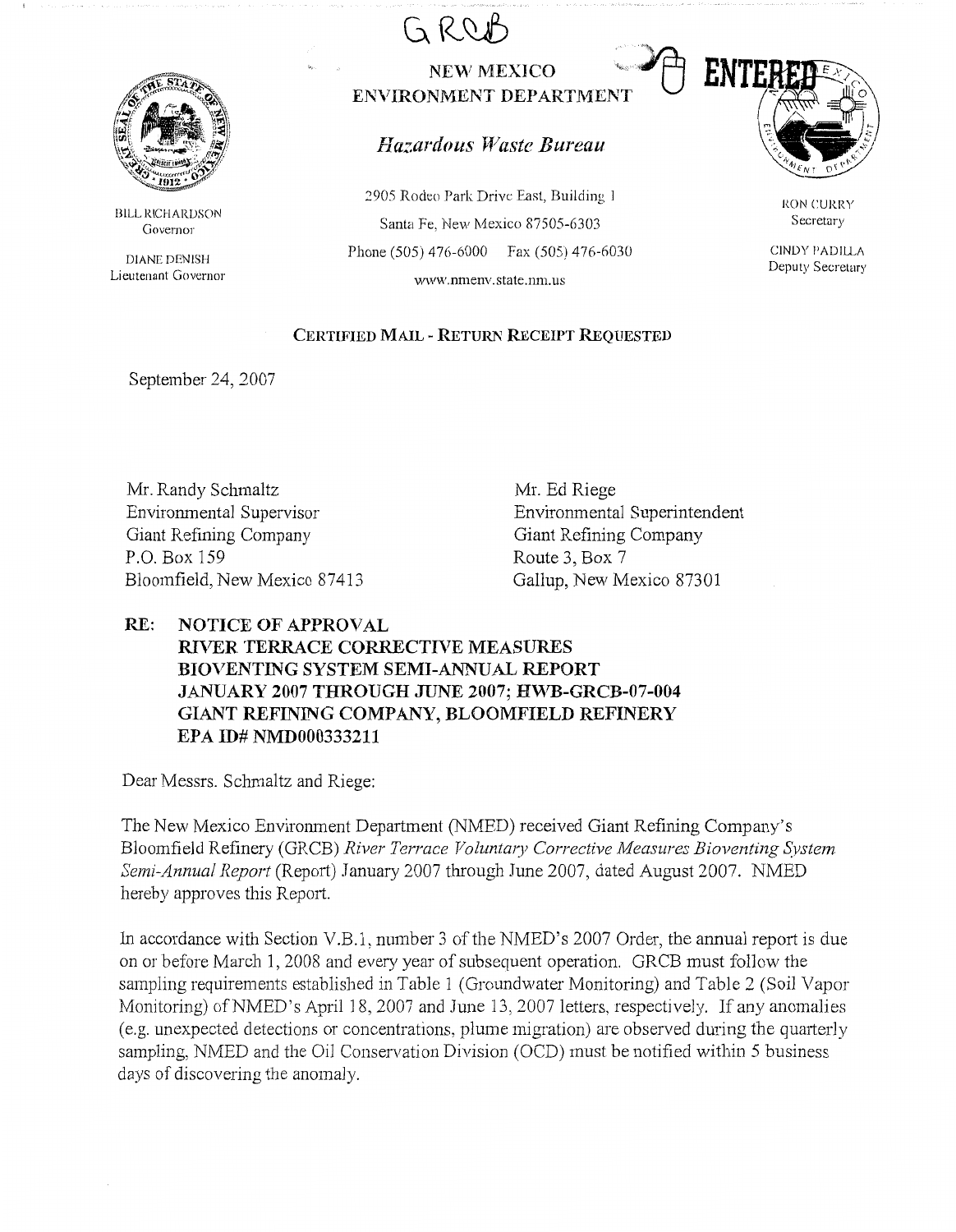GRCB

NEW MEXICO
ENVIRONMENT DEPARTMENT

ENTERED

*Hazardous Waste Bureau*

BILL RICHARDSON
Governor

DIANE DENISH
Lieutenant Governor

2905 Rodeo Park Drive East, Building 1
Santa Fe, New Mexico 87505-6303
Phone (505) 476-6000 Fax (505) 476-6030
www.nmenv.state.nm.us

RON CURRY
Secretary

CINDY PADILLA
Deputy Secretary

**CERTIFIED MAIL - RETURN RECEIPT REQUESTED**

September 24, 2007

Mr. Randy Schmaltz
Environmental Supervisor
Giant Refining Company
P.O. Box 159
Bloomfield, New Mexico 87413

Mr. Ed Riege
Environmental Superintendent
Giant Refining Company
Route 3, Box 7
Gallup, New Mexico 87301

**RE: NOTICE OF APPROVAL
RIVER TERRACE CORRECTIVE MEASURES
BIOVENTING SYSTEM SEMI-ANNUAL REPORT
JANUARY 2007 THROUGH JUNE 2007; HWB-GRCB-07-004
GIANT REFINING COMPANY, BLOOMFIELD REFINERY
EPA ID# NMD000333211**

Dear Messrs. Schmaltz and Riege:

The New Mexico Environment Department (NMED) received Giant Refining Company's Bloomfield Refinery (GRCB) *River Terrace Voluntary Corrective Measures Bioventing System Semi-Annual Report* (Report) January 2007 through June 2007, dated August 2007. NMED hereby approves this Report.

In accordance with Section V.B.1, number 3 of the NMED's 2007 Order, the annual report is due on or before March 1, 2008 and every year of subsequent operation. GRCB must follow the sampling requirements established in Table 1 (Groundwater Monitoring) and Table 2 (Soil Vapor Monitoring) of NMED's April 18, 2007 and June 13, 2007 letters, respectively. If any anomalies (e.g. unexpected detections or concentrations, plume migration) are observed during the quarterly sampling, NMED and the Oil Conservation Division (OCD) must be notified within 5 business days of discovering the anomaly.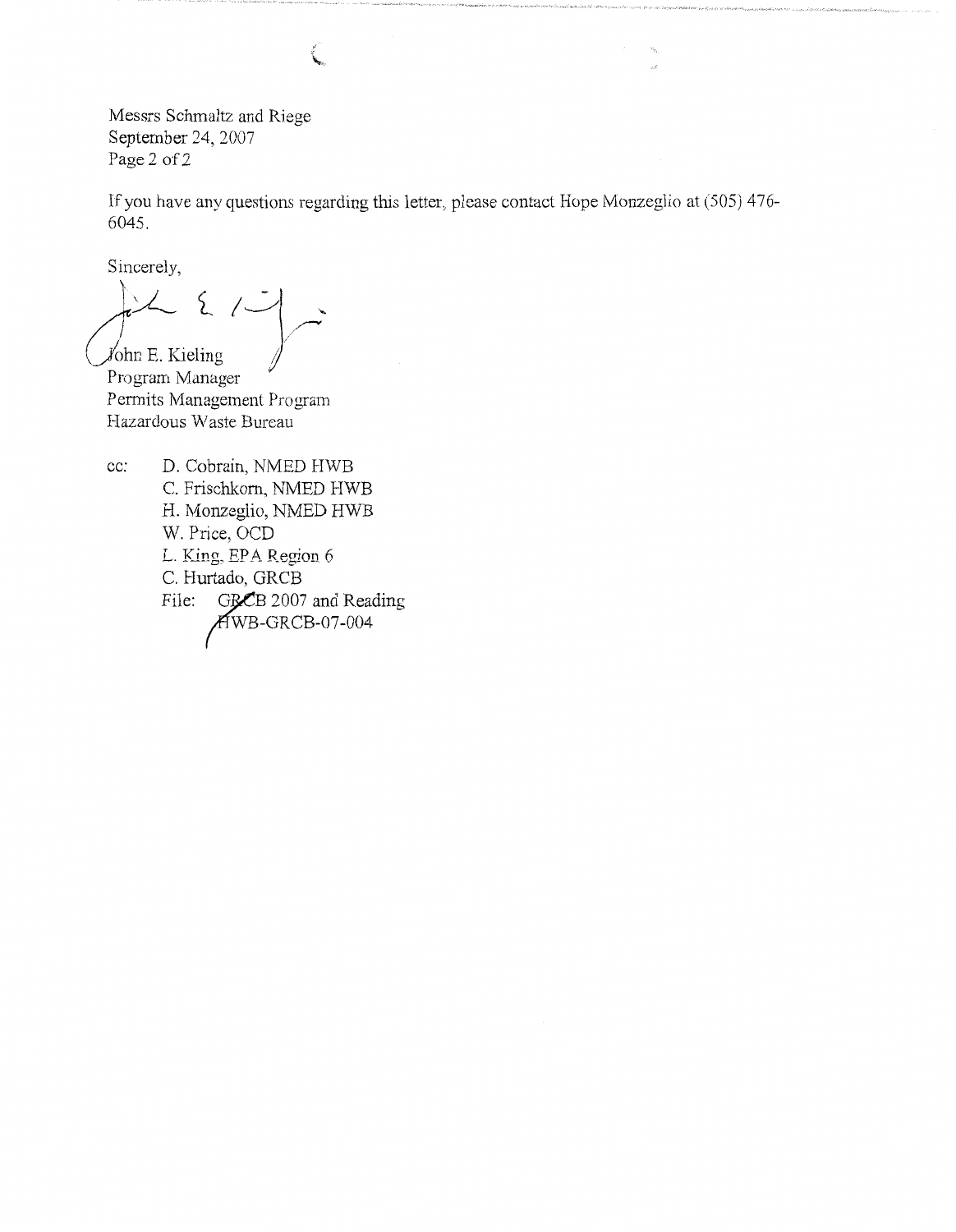Messrs Schmaltz and Riege
September 24, 2007

If you have any questions regarding this letter, please contact Hope Monzeglio at (505) 476-6045.

Sincerely,

John E. Kieling
Program Manager
Permits Management Program
Hazardous Waste Bureau

cc: D. Cobrain, NMED HWB
C. Frischkorn, NMED HWB
H. Monzeglio, NMED HWB
W. Price, OCD
L. King, EPA Region 6
C. Hurtado, GRCB
File: GRCB 2007 and Reading
HWB-GRCB-07-004